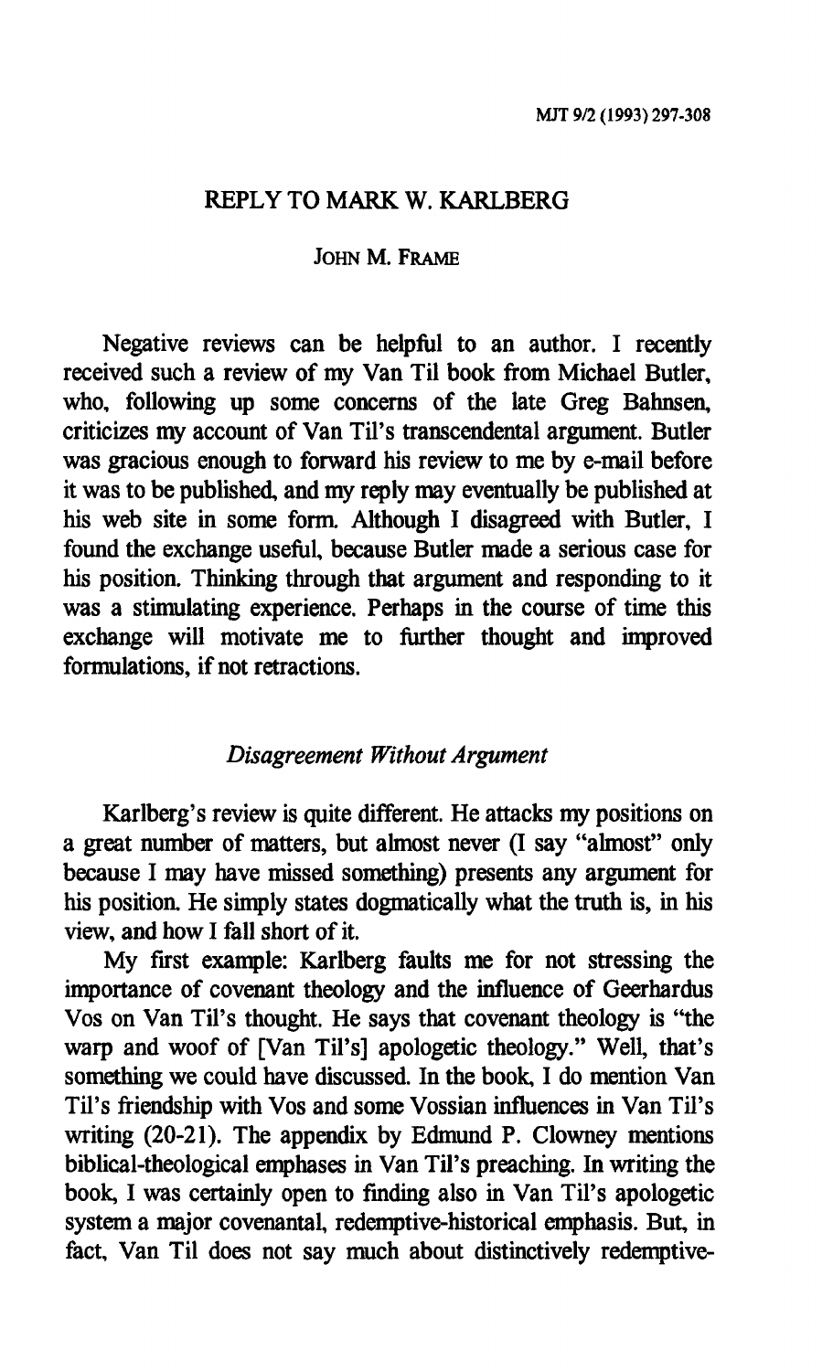# REPLY TO MARK W. KARLBERG

JOHN M. FRAME

Negative reviews can be helpful to an author. I recently received such a review of my Van Til book from Michael Butler, who, following up some concerns of the late Greg Bahnsen, criticizes my account of Van Til's transcendental argument. Butler was gracious enough to forward his review to me by e-mail before it was to be published, and my reply may eventually be published at his web site in some form. Although I disagreed with Butler, I found the exchange useful, because Butler made a serious case for his position. Thinking through that argument and responding to it was a stimulating experience. Perhaps in the course of time this exchange will motivate me to further thought and improved formulations, if not retractions.

## *Disagreement Without Argument*

Karlberg's review is quite different. He attacks my positions on a great number of matters, but almost never (I say "almost" only because I may have missed something) presents any argument for his position. He simply states dogmatically what the truth is, in his view, and how I fall short of it.

My first example: Karlberg faults me for not stressing the importance of covenant theology and the influence of Geerhardus Vos on Van Til's thought. He says that covenant theology is "the warp and woof of [Van Til's] apologetic theology." Well, that's something we could have discussed. In the book, I do mention Van Til's friendship with Vos and some Vossian influences in Van Til's writing (20-21). The appendix by Edmund P. Clowney mentions biblical-theological emphases in Van Til's preaching. In writing the book, I was certainly open to finding also in Van Til's apologetic system a major covenantal, redemptive-historical emphasis. But, in fact, Van Til does not say much about distinctively redemptive-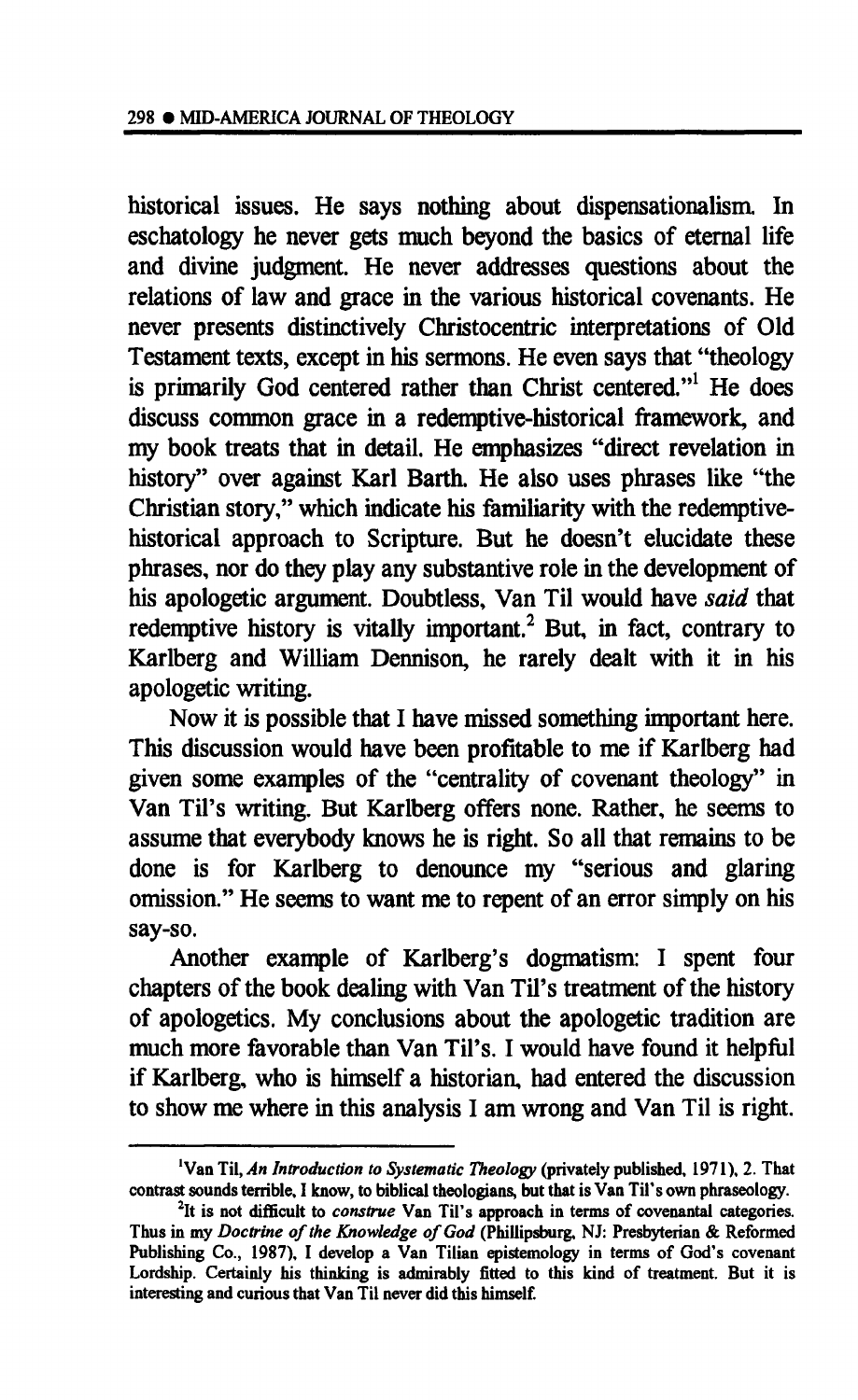historical issues. He says nothing about dispensationalism. In eschatology he never gets much beyond the basics of eternal life and divine judgment. He never addresses questions about the relations of law and grace in the various historical covenants. He never presents distinctively Christocentric interpretations of Old Testament texts, except in his sermons. He even says that "theology is primarily God centered rather than Christ centered."[1] He does discuss common grace in a redemptive-historical framework, and my book treats that in detail. He emphasizes "direct revelation in history" over against Karl Barth. He also uses phrases like "the Christian story," which indicate his familiarity with the redemptive-historical approach to Scripture. But he doesn't elucidate these phrases, nor do they play any substantive role in the development of his apologetic argument. Doubtless, Van Til would have *said* that redemptive history is vitally important.[2] But, in fact, contrary to Karlberg and William Dennison, he rarely dealt with it in his apologetic writing.

Now it is possible that I have missed something important here. This discussion would have been profitable to me if Karlberg had given some examples of the "centrality of covenant theology" in Van Til's writing. But Karlberg offers none. Rather, he seems to assume that everybody knows he is right. So all that remains to be done is for Karlberg to denounce my "serious and glaring omission." He seems to want me to repent of an error simply on his say-so.

Another example of Karlberg's dogmatism: I spent four chapters of the book dealing with Van Til's treatment of the history of apologetics. My conclusions about the apologetic tradition are much more favorable than Van Til's. I would have found it helpful if Karlberg, who is himself a historian, had entered the discussion to show me where in this analysis I am wrong and Van Til is right.

---

[1] Van Til, *An Introduction to Systematic Theology* (privately published, 1971), 2. That contrast sounds terrible, I know, to biblical theologians, but that is Van Til's own phraseology.

[2] It is not difficult to *construe* Van Til's approach in terms of covenantal categories. Thus in my *Doctrine of the Knowledge of God* (Phillipsburg, NJ: Presbyterian & Reformed Publishing Co., 1987), I develop a Van Tilian epistemology in terms of God's covenant Lordship. Certainly his thinking is admirably fitted to this kind of treatment. But it is interesting and curious that Van Til never did this himself.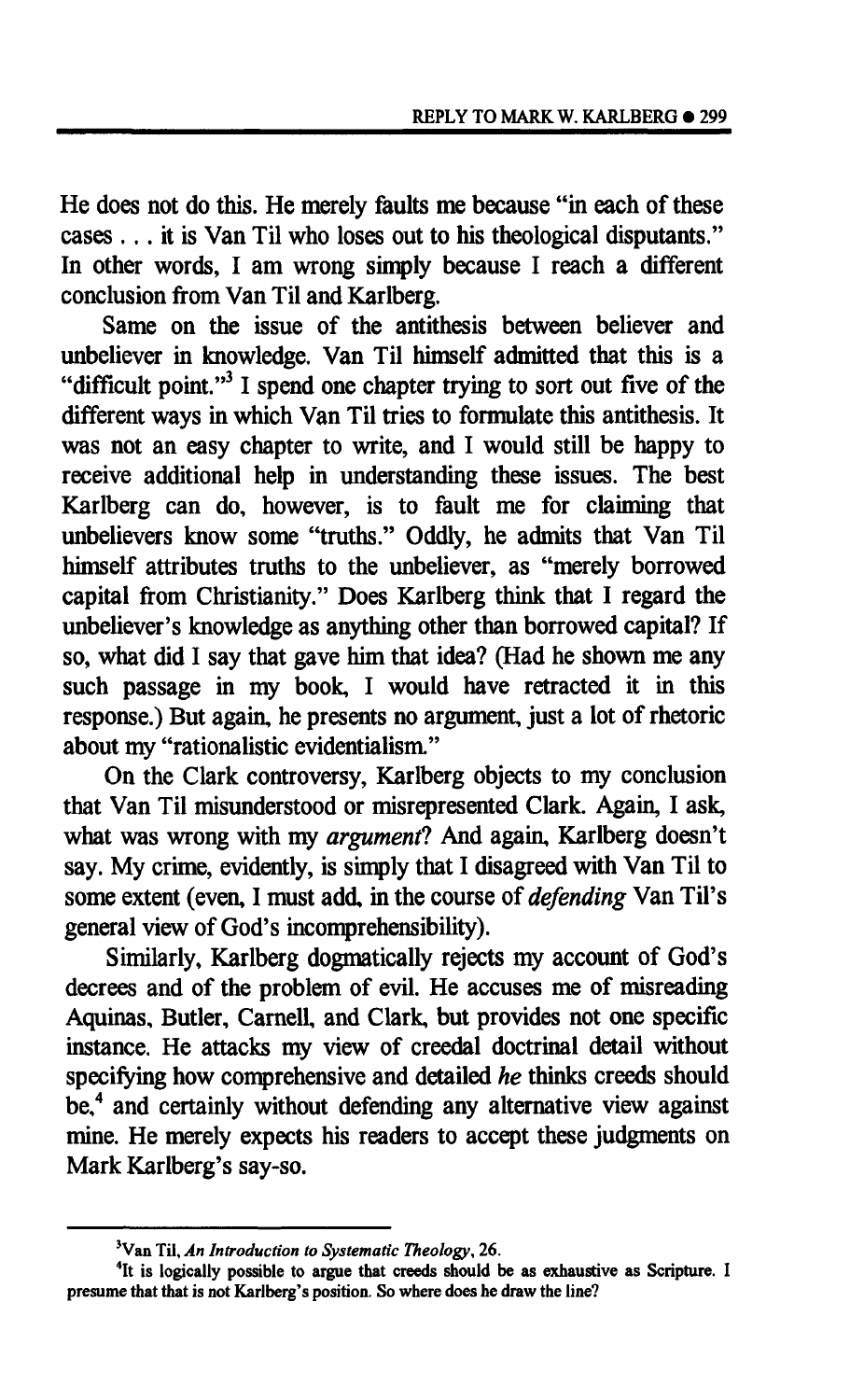He does not do this. He merely faults me because "in each of these cases . . . it is Van Til who loses out to his theological disputants." In other words, I am wrong simply because I reach a different conclusion from Van Til and Karlberg.

Same on the issue of the antithesis between believer and unbeliever in knowledge. Van Til himself admitted that this is a "difficult point."[3] I spend one chapter trying to sort out five of the different ways in which Van Til tries to formulate this antithesis. It was not an easy chapter to write, and I would still be happy to receive additional help in understanding these issues. The best Karlberg can do, however, is to fault me for claiming that unbelievers know some "truths." Oddly, he admits that Van Til himself attributes truths to the unbeliever, as "merely borrowed capital from Christianity." Does Karlberg think that I regard the unbeliever's knowledge as anything other than borrowed capital? If so, what did I say that gave him that idea? (Had he shown me any such passage in my book, I would have retracted it in this response.) But again, he presents no argument, just a lot of rhetoric about my "rationalistic evidentialism."

On the Clark controversy, Karlberg objects to my conclusion that Van Til misunderstood or misrepresented Clark. Again, I ask, what was wrong with my *argument*? And again, Karlberg doesn't say. My crime, evidently, is simply that I disagreed with Van Til to some extent (even, I must add, in the course of *defending* Van Til's general view of God's incomprehensibility).

Similarly, Karlberg dogmatically rejects my account of God's decrees and of the problem of evil. He accuses me of misreading Aquinas, Butler, Carnell, and Clark, but provides not one specific instance. He attacks my view of creedal doctrinal detail without specifying how comprehensive and detailed *he* thinks creeds should be,[4] and certainly without defending any alternative view against mine. He merely expects his readers to accept these judgments on Mark Karlberg's say-so.

---

[3] Van Til, *An Introduction to Systematic Theology*, 26.

[4] It is logically possible to argue that creeds should be as exhaustive as Scripture. I presume that that is not Karlberg's position. So where does he draw the line?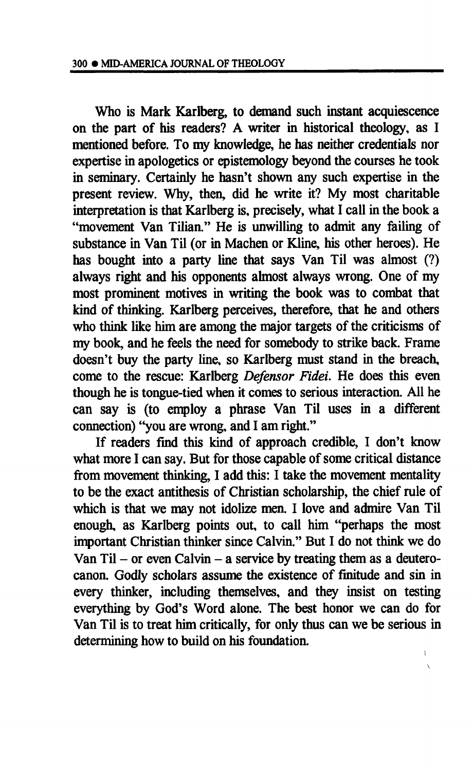Who is Mark Karlberg, to demand such instant acquiescence on the part of his readers? A writer in historical theology, as I mentioned before. To my knowledge, he has neither credentials nor expertise in apologetics or epistemology beyond the courses he took in seminary. Certainly he hasn't shown any such expertise in the present review. Why, then, did he write it? My most charitable interpretation is that Karlberg is, precisely, what I call in the book a "movement Van Tilian." He is unwilling to admit any failing of substance in Van Til (or in Machen or Kline, his other heroes). He has bought into a party line that says Van Til was almost (?) always right and his opponents almost always wrong. One of my most prominent motives in writing the book was to combat that kind of thinking. Karlberg perceives, therefore, that he and others who think like him are among the major targets of the criticisms of my book, and he feels the need for somebody to strike back. Frame doesn't buy the party line, so Karlberg must stand in the breach, come to the rescue: Karlberg *Defensor Fidei*. He does this even though he is tongue-tied when it comes to serious interaction. All he can say is (to employ a phrase Van Til uses in a different connection) "you are wrong, and I am right."

If readers find this kind of approach credible, I don't know what more I can say. But for those capable of some critical distance from movement thinking, I add this: I take the movement mentality to be the exact antithesis of Christian scholarship, the chief rule of which is that we may not idolize men. I love and admire Van Til enough, as Karlberg points out, to call him "perhaps the most important Christian thinker since Calvin." But I do not think we do Van Til – or even Calvin – a service by treating them as a deutero-canon. Godly scholars assume the existence of finitude and sin in every thinker, including themselves, and they insist on testing everything by God's Word alone. The best honor we can do for Van Til is to treat him critically, for only thus can we be serious in determining how to build on his foundation.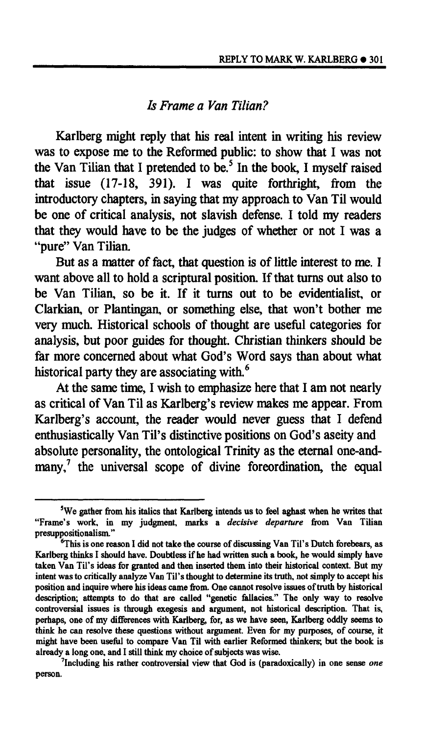## *Is Frame a Van Tilian?*

Karlberg might reply that his real intent in writing his review was to expose me to the Reformed public: to show that I was not the Van Tilian that I pretended to be.[5] In the book, I myself raised that issue (17-18, 391). I was quite forthright, from the introductory chapters, in saying that my approach to Van Til would be one of critical analysis, not slavish defense. I told my readers that they would have to be the judges of whether or not I was a "pure" Van Tilian.

But as a matter of fact, that question is of little interest to me. I want above all to hold a scriptural position. If that turns out also to be Van Tilian, so be it. If it turns out to be evidentialist, or Clarkian, or Plantingan, or something else, that won't bother me very much. Historical schools of thought are useful categories for analysis, but poor guides for thought. Christian thinkers should be far more concerned about what God's Word says than about what historical party they are associating with.[6]

At the same time, I wish to emphasize here that I am not nearly as critical of Van Til as Karlberg's review makes me appear. From Karlberg's account, the reader would never guess that I defend enthusiastically Van Til's distinctive positions on God's aseity and absolute personality, the ontological Trinity as the eternal one-and-many,[7] the universal scope of divine foreordination, the equal

---

[5] We gather from his italics that Karlberg intends us to feel aghast when he writes that "Frame's work, in my judgment, marks a *decisive departure* from Van Tilian presuppositionalism."

[6] This is one reason I did not take the course of discussing Van Til's Dutch forebears, as Karlberg thinks I should have. Doubtless if he had written such a book, he would simply have taken Van Til's ideas for granted and then inserted them into their historical context. But my intent was to critically analyze Van Til's thought to determine its truth, not simply to accept his position and inquire where his ideas came from. One cannot resolve issues of truth by historical description; attempts to do that are called "genetic fallacies." The only way to resolve controversial issues is through exegesis and argument, not historical description. That is, perhaps, one of my differences with Karlberg, for, as we have seen, Karlberg oddly seems to think he can resolve these questions without argument. Even for my purposes, of course, it might have been useful to compare Van Til with earlier Reformed thinkers; but the book is already a long one, and I still think my choice of subjects was wise.

[7] Including his rather controversial view that God is (paradoxically) in one sense *one* person.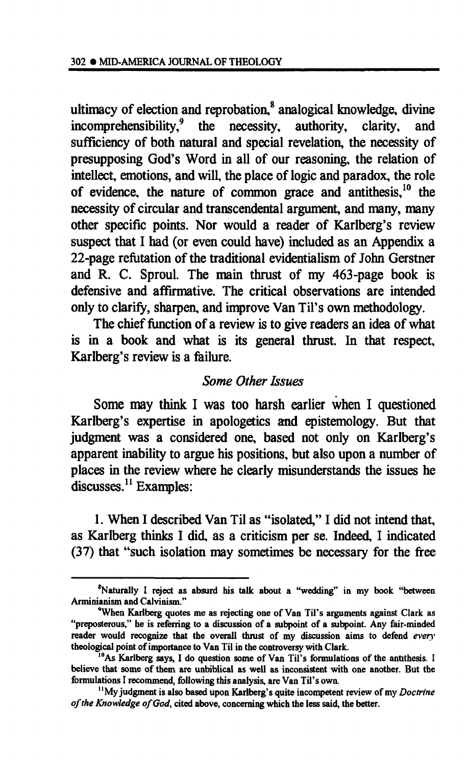ultimacy of election and reprobation,[8] analogical knowledge, divine incomprehensibility,[9] the necessity, authority, clarity, and sufficiency of both natural and special revelation, the necessity of presupposing God's Word in all of our reasoning, the relation of intellect, emotions, and will, the place of logic and paradox, the role of evidence, the nature of common grace and antithesis,[10] the necessity of circular and transcendental argument, and many, many other specific points. Nor would a reader of Karlberg's review suspect that I had (or even could have) included as an Appendix a 22-page refutation of the traditional evidentialism of John Gerstner and R. C. Sproul. The main thrust of my 463-page book is defensive and affirmative. The critical observations are intended only to clarify, sharpen, and improve Van Til's own methodology.

The chief function of a review is to give readers an idea of what is in a book and what is its general thrust. In that respect, Karlberg's review is a failure.

### *Some Other Issues*

Some may think I was too harsh earlier when I questioned Karlberg's expertise in apologetics and epistemology. But that judgment was a considered one, based not only on Karlberg's apparent inability to argue his positions, but also upon a number of places in the review where he clearly misunderstands the issues he discusses.[11] Examples:

1. When I described Van Til as "isolated," I did not intend that, as Karlberg thinks I did, as a criticism per se. Indeed, I indicated (37) that "such isolation may sometimes be necessary for the free

---

[8] Naturally I reject as absurd his talk about a "wedding" in my book "between Arminianism and Calvinism."

[9] When Karlberg quotes me as rejecting one of Van Til's arguments against Clark as "preposterous," he is referring to a discussion of a subpoint of a subpoint. Any fair-minded reader would recognize that the overall thrust of my discussion aims to defend *every* theological point of importance to Van Til in the controversy with Clark.

[10] As Karlberg says, I do question some of Van Til's formulations of the antithesis. I believe that some of them are unbiblical as well as inconsistent with one another. But the formulations I recommend, following this analysis, are Van Til's own.

[11] My judgment is also based upon Karlberg's quite incompetent review of my *Doctrine of the Knowledge of God*, cited above, concerning which the less said, the better.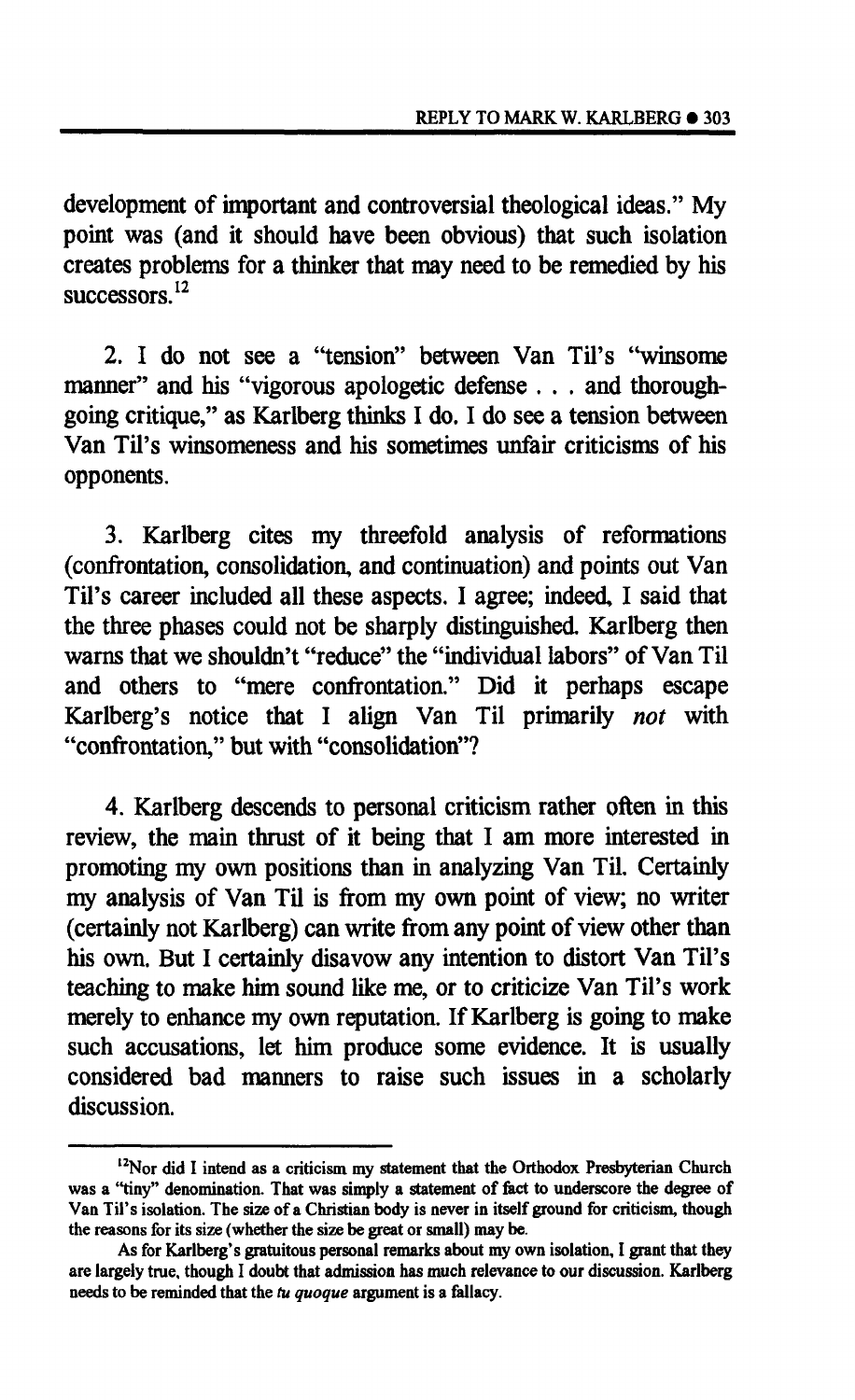development of important and controversial theological ideas." My point was (and it should have been obvious) that such isolation creates problems for a thinker that may need to be remedied by his successors.[12]

2. I do not see a "tension" between Van Til's "winsome manner" and his "vigorous apologetic defense . . . and thoroughgoing critique," as Karlberg thinks I do. I do see a tension between Van Til's winsomeness and his sometimes unfair criticisms of his opponents.

3. Karlberg cites my threefold analysis of reformations (confrontation, consolidation, and continuation) and points out Van Til's career included all these aspects. I agree; indeed, I said that the three phases could not be sharply distinguished. Karlberg then warns that we shouldn't "reduce" the "individual labors" of Van Til and others to "mere confrontation." Did it perhaps escape Karlberg's notice that I align Van Til primarily *not* with "confrontation," but with "consolidation"?

4. Karlberg descends to personal criticism rather often in this review, the main thrust of it being that I am more interested in promoting my own positions than in analyzing Van Til. Certainly my analysis of Van Til is from my own point of view; no writer (certainly not Karlberg) can write from any point of view other than his own. But I certainly disavow any intention to distort Van Til's teaching to make him sound like me, or to criticize Van Til's work merely to enhance my own reputation. If Karlberg is going to make such accusations, let him produce some evidence. It is usually considered bad manners to raise such issues in a scholarly discussion.

---

[12]Nor did I intend as a criticism my statement that the Orthodox Presbyterian Church was a "tiny" denomination. That was simply a statement of fact to underscore the degree of Van Til's isolation. The size of a Christian body is never in itself ground for criticism, though the reasons for its size (whether the size be great or small) may be.

As for Karlberg's gratuitous personal remarks about my own isolation, I grant that they are largely true, though I doubt that admission has much relevance to our discussion. Karlberg needs to be reminded that the *tu quoque* argument is a fallacy.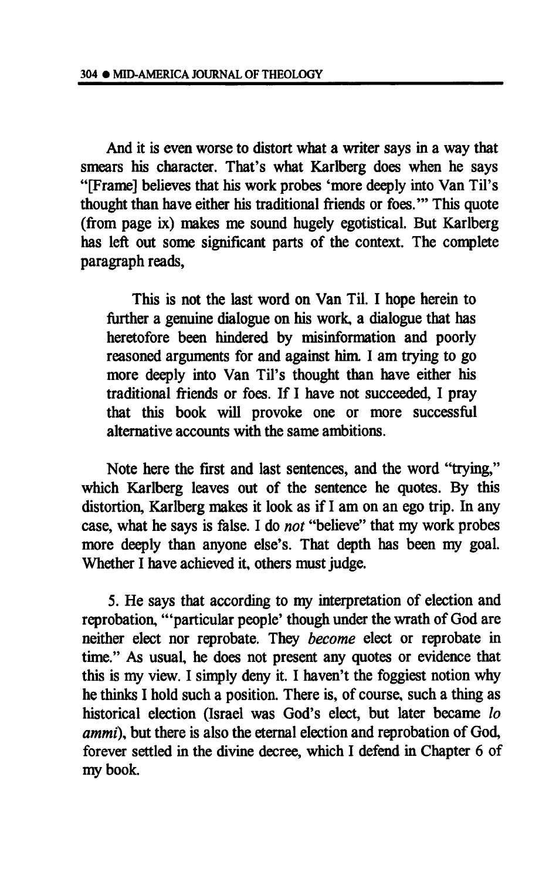And it is even worse to distort what a writer says in a way that smears his character. That's what Karlberg does when he says "[Frame] believes that his work probes 'more deeply into Van Til's thought than have either his traditional friends or foes.'" This quote (from page ix) makes me sound hugely egotistical. But Karlberg has left out some significant parts of the context. The complete paragraph reads,

> This is not the last word on Van Til. I hope herein to further a genuine dialogue on his work, a dialogue that has heretofore been hindered by misinformation and poorly reasoned arguments for and against him. I am trying to go more deeply into Van Til's thought than have either his traditional friends or foes. If I have not succeeded, I pray that this book will provoke one or more successful alternative accounts with the same ambitions.

Note here the first and last sentences, and the word "trying," which Karlberg leaves out of the sentence he quotes. By this distortion, Karlberg makes it look as if I am on an ego trip. In any case, what he says is false. I do *not* "believe" that my work probes more deeply than anyone else's. That depth has been my goal. Whether I have achieved it, others must judge.

5. He says that according to my interpretation of election and reprobation, "'particular people' though under the wrath of God are neither elect nor reprobate. They *become* elect or reprobate in time." As usual, he does not present any quotes or evidence that this is my view. I simply deny it. I haven't the foggiest notion why he thinks I hold such a position. There is, of course, such a thing as historical election (Israel was God's elect, but later became *lo ammi*), but there is also the eternal election and reprobation of God, forever settled in the divine decree, which I defend in Chapter 6 of my book.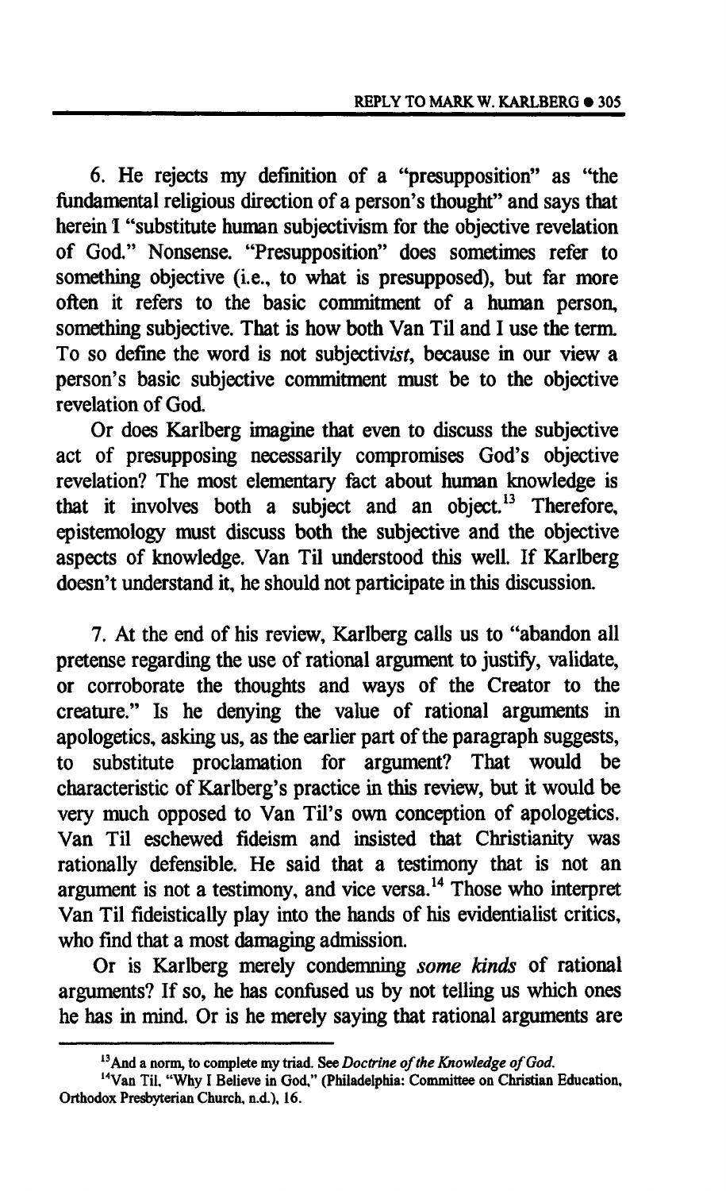6. He rejects my definition of a "presupposition" as "the fundamental religious direction of a person's thought" and says that herein I "substitute human subjectivism for the objective revelation of God." Nonsense. "Presupposition" does sometimes refer to something objective (i.e., to what is presupposed), but far more often it refers to the basic commitment of a human person, something subjective. That is how both Van Til and I use the term. To so define the word is not subjectiv*ist*, because in our view a person's basic subjective commitment must be to the objective revelation of God.

Or does Karlberg imagine that even to discuss the subjective act of presupposing necessarily compromises God's objective revelation? The most elementary fact about human knowledge is that it involves both a subject and an object.[13] Therefore, epistemology must discuss both the subjective and the objective aspects of knowledge. Van Til understood this well. If Karlberg doesn't understand it, he should not participate in this discussion.

7. At the end of his review, Karlberg calls us to "abandon all pretense regarding the use of rational argument to justify, validate, or corroborate the thoughts and ways of the Creator to the creature." Is he denying the value of rational arguments in apologetics, asking us, as the earlier part of the paragraph suggests, to substitute proclamation for argument? That would be characteristic of Karlberg's practice in this review, but it would be very much opposed to Van Til's own conception of apologetics. Van Til eschewed fideism and insisted that Christianity was rationally defensible. He said that a testimony that is not an argument is not a testimony, and vice versa.[14] Those who interpret Van Til fideistically play into the hands of his evidentialist critics, who find that a most damaging admission.

Or is Karlberg merely condemning *some kinds* of rational arguments? If so, he has confused us by not telling us which ones he has in mind. Or is he merely saying that rational arguments are

[13] And a norm, to complete my triad. See *Doctrine of the Knowledge of God.*

[14] Van Til, "Why I Believe in God," (Philadelphia: Committee on Christian Education, Orthodox Presbyterian Church, n.d.), 16.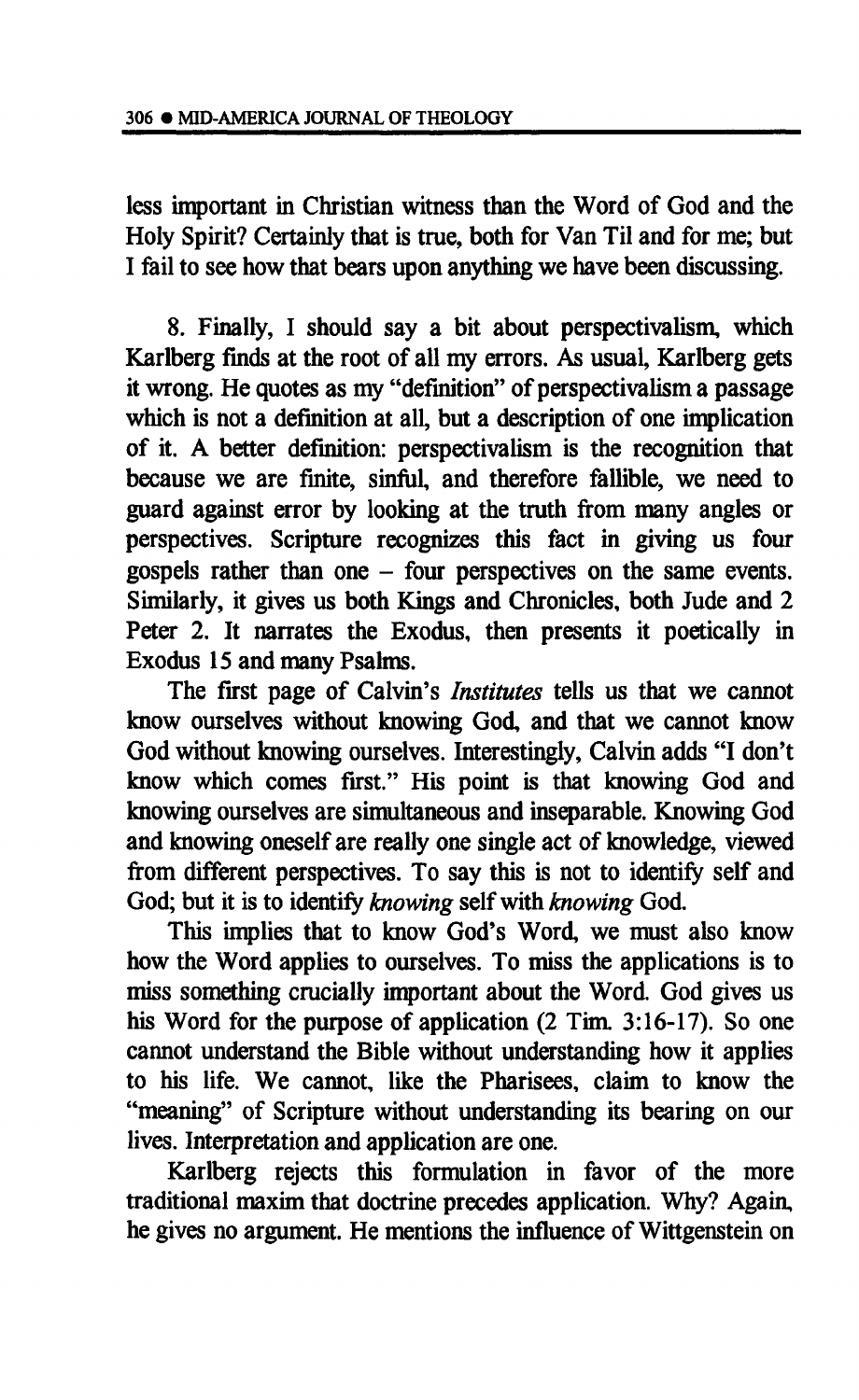less important in Christian witness than the Word of God and the Holy Spirit? Certainly that is true, both for Van Til and for me; but I fail to see how that bears upon anything we have been discussing.

8. Finally, I should say a bit about perspectivalism, which Karlberg finds at the root of all my errors. As usual, Karlberg gets it wrong. He quotes as my "definition" of perspectivalism a passage which is not a definition at all, but a description of one implication of it. A better definition: perspectivalism is the recognition that because we are finite, sinful, and therefore fallible, we need to guard against error by looking at the truth from many angles or perspectives. Scripture recognizes this fact in giving us four gospels rather than one – four perspectives on the same events. Similarly, it gives us both Kings and Chronicles, both Jude and 2 Peter 2. It narrates the Exodus, then presents it poetically in Exodus 15 and many Psalms.

The first page of Calvin's *Institutes* tells us that we cannot know ourselves without knowing God, and that we cannot know God without knowing ourselves. Interestingly, Calvin adds "I don't know which comes first." His point is that knowing God and knowing ourselves are simultaneous and inseparable. Knowing God and knowing oneself are really one single act of knowledge, viewed from different perspectives. To say this is not to identify self and God; but it is to identify *knowing* self with *knowing* God.

This implies that to know God's Word, we must also know how the Word applies to ourselves. To miss the applications is to miss something crucially important about the Word. God gives us his Word for the purpose of application (2 Tim. 3:16-17). So one cannot understand the Bible without understanding how it applies to his life. We cannot, like the Pharisees, claim to know the "meaning" of Scripture without understanding its bearing on our lives. Interpretation and application are one.

Karlberg rejects this formulation in favor of the more traditional maxim that doctrine precedes application. Why? Again, he gives no argument. He mentions the influence of Wittgenstein on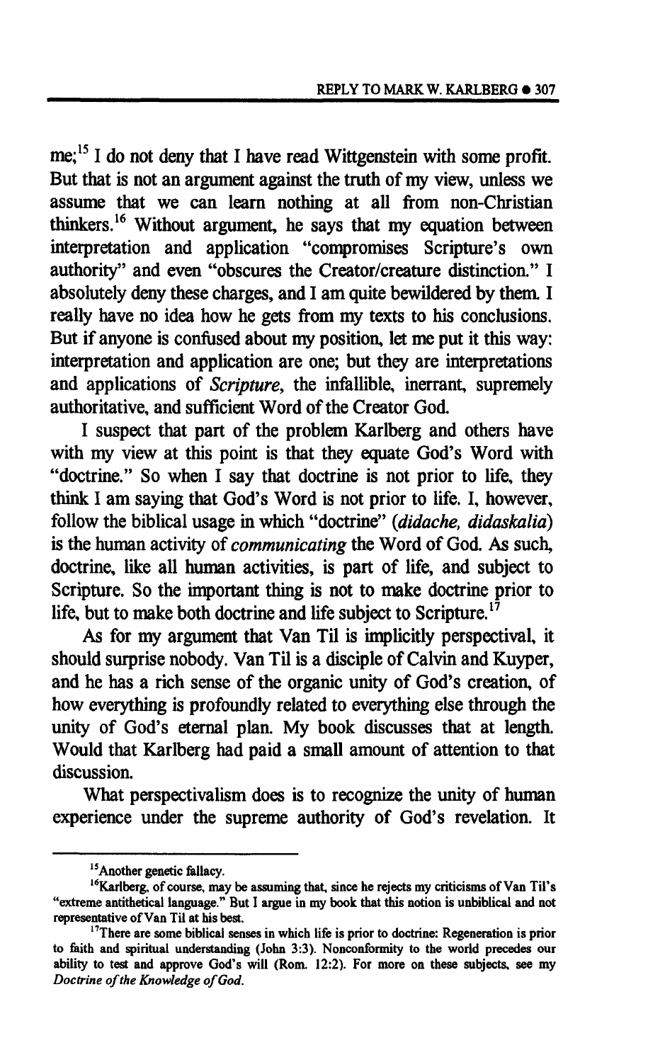me;[15] I do not deny that I have read Wittgenstein with some profit. But that is not an argument against the truth of my view, unless we assume that we can learn nothing at all from non-Christian thinkers.[16] Without argument, he says that my equation between interpretation and application "compromises Scripture's own authority" and even "obscures the Creator/creature distinction." I absolutely deny these charges, and I am quite bewildered by them. I really have no idea how he gets from my texts to his conclusions. But if anyone is confused about my position, let me put it this way: interpretation and application are one; but they are interpretations and applications of *Scripture*, the infallible, inerrant, supremely authoritative, and sufficient Word of the Creator God.

I suspect that part of the problem Karlberg and others have with my view at this point is that they equate God's Word with "doctrine." So when I say that doctrine is not prior to life, they think I am saying that God's Word is not prior to life. I, however, follow the biblical usage in which "doctrine" (*didache, didaskalia*) is the human activity of *communicating* the Word of God. As such, doctrine, like all human activities, is part of life, and subject to Scripture. So the important thing is not to make doctrine prior to life, but to make both doctrine and life subject to Scripture.[17]

As for my argument that Van Til is implicitly perspectival, it should surprise nobody. Van Til is a disciple of Calvin and Kuyper, and he has a rich sense of the organic unity of God's creation, of how everything is profoundly related to everything else through the unity of God's eternal plan. My book discusses that at length. Would that Karlberg had paid a small amount of attention to that discussion.

What perspectivalism does is to recognize the unity of human experience under the supreme authority of God's revelation. It

---

[15] Another genetic fallacy.

[16] Karlberg, of course, may be assuming that, since he rejects my criticisms of Van Til's "extreme antithetical language." But I argue in my book that this notion is unbiblical and not representative of Van Til at his best.

[17] There are some biblical senses in which life is prior to doctrine: Regeneration is prior to faith and spiritual understanding (John 3:3). Nonconformity to the world precedes our ability to test and approve God's will (Rom. 12:2). For more on these subjects, see my *Doctrine of the Knowledge of God*.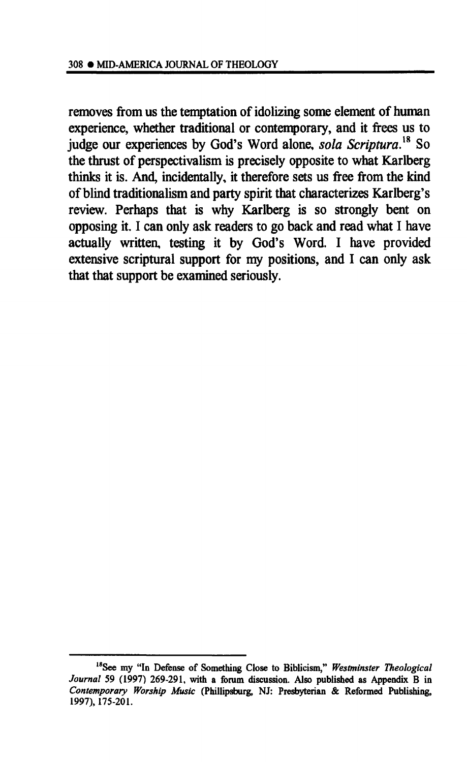removes from us the temptation of idolizing some element of human experience, whether traditional or contemporary, and it frees us to judge our experiences by God's Word alone, *sola Scriptura*.[18] So the thrust of perspectivalism is precisely opposite to what Karlberg thinks it is. And, incidentally, it therefore sets us free from the kind of blind traditionalism and party spirit that characterizes Karlberg's review. Perhaps that is why Karlberg is so strongly bent on opposing it. I can only ask readers to go back and read what I have actually written, testing it by God's Word. I have provided extensive scriptural support for my positions, and I can only ask that that support be examined seriously.

---

[18]See my "In Defense of Something Close to Biblicism," *Westminster Theological Journal* 59 (1997) 269-291, with a forum discussion. Also published as Appendix B in *Contemporary Worship Music* (Phillipsburg, NJ: Presbyterian & Reformed Publishing, 1997), 175-201.